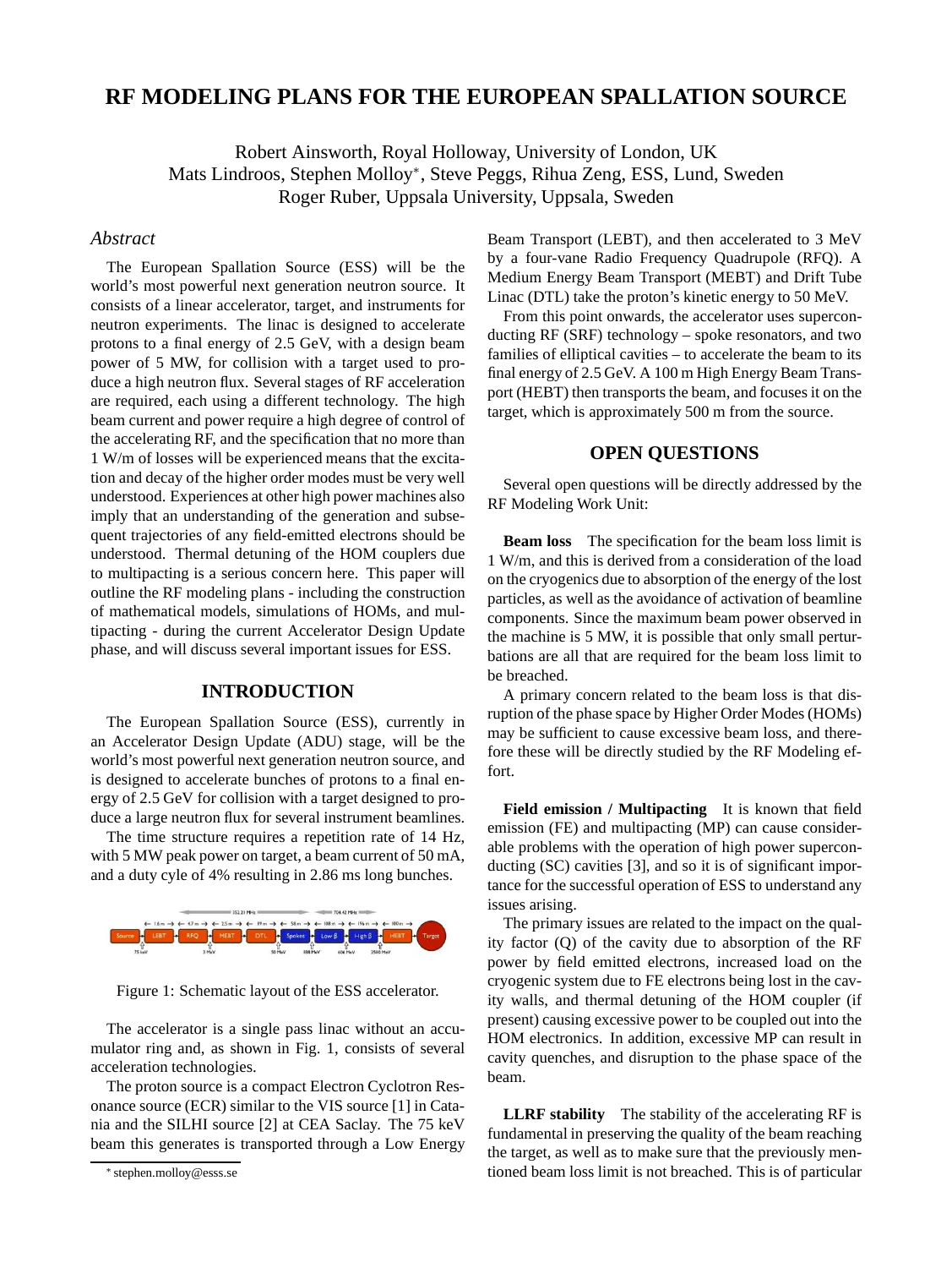# RF MODELING PLANS FOR THE EUROPEAN SPALLATION SOURCE

Robert Ainsworth, Royal Holloway, University of London, UK
Mats Lindroos, Stephen Molloy*, Steve Peggs, Rihua Zeng, ESS, Lund, Sweden
Roger Ruber, Uppsala University, Uppsala, Sweden

## *Abstract*

The European Spallation Source (ESS) will be the world's most powerful next generation neutron source. It consists of a linear accelerator, target, and instruments for neutron experiments. The linac is designed to accelerate protons to a final energy of 2.5 GeV, with a design beam power of 5 MW, for collision with a target used to produce a high neutron flux. Several stages of RF acceleration are required, each using a different technology. The high beam current and power require a high degree of control of the accelerating RF, and the specification that no more than 1 W/m of losses will be experienced means that the excitation and decay of the higher order modes must be very well understood. Experiences at other high power machines also imply that an understanding of the generation and subsequent trajectories of any field-emitted electrons should be understood. Thermal detuning of the HOM couplers due to multipacting is a serious concern here. This paper will outline the RF modeling plans - including the construction of mathematical models, simulations of HOMs, and multipacting - during the current Accelerator Design Update phase, and will discuss several important issues for ESS.

## INTRODUCTION

The European Spallation Source (ESS), currently in an Accelerator Design Update (ADU) stage, will be the world's most powerful next generation neutron source, and is designed to accelerate bunches of protons to a final energy of 2.5 GeV for collision with a target designed to produce a large neutron flux for several instrument beamlines.

The time structure requires a repetition rate of 14 Hz, with 5 MW peak power on target, a beam current of 50 mA, and a duty cyle of 4% resulting in 2.86 ms long bunches.

Figure 1: Schematic layout of the ESS accelerator.

The accelerator is a single pass linac without an accumulator ring and, as shown in Fig. 1, consists of several acceleration technologies.

The proton source is a compact Electron Cyclotron Resonance source (ECR) similar to the VIS source [1] in Catania and the SILHI source [2] at CEA Saclay. The 75 keV beam this generates is transported through a Low Energy Beam Transport (LEBT), and then accelerated to 3 MeV by a four-vane Radio Frequency Quadrupole (RFQ). A Medium Energy Beam Transport (MEBT) and Drift Tube Linac (DTL) take the proton's kinetic energy to 50 MeV.

From this point onwards, the accelerator uses superconducting RF (SRF) technology – spoke resonators, and two families of elliptical cavities – to accelerate the beam to its final energy of 2.5 GeV. A 100 m High Energy Beam Transport (HEBT) then transports the beam, and focuses it on the target, which is approximately 500 m from the source.

## OPEN QUESTIONS

Several open questions will be directly addressed by the RF Modeling Work Unit:

**Beam loss** The specification for the beam loss limit is 1 W/m, and this is derived from a consideration of the load on the cryogenics due to absorption of the energy of the lost particles, as well as the avoidance of activation of beamline components. Since the maximum beam power observed in the machine is 5 MW, it is possible that only small perturbations are all that are required for the beam loss limit to be breached.

A primary concern related to the beam loss is that disruption of the phase space by Higher Order Modes (HOMs) may be sufficient to cause excessive beam loss, and therefore these will be directly studied by the RF Modeling effort.

**Field emission / Multipacting** It is known that field emission (FE) and multipacting (MP) can cause considerable problems with the operation of high power superconducting (SC) cavities [3], and so it is of significant importance for the successful operation of ESS to understand any issues arising.

The primary issues are related to the impact on the quality factor (Q) of the cavity due to absorption of the RF power by field emitted electrons, increased load on the cryogenic system due to FE electrons being lost in the cavity walls, and thermal detuning of the HOM coupler (if present) causing excessive power to be coupled out into the HOM electronics. In addition, excessive MP can result in cavity quenches, and disruption to the phase space of the beam.

**LLRF stability** The stability of the accelerating RF is fundamental in preserving the quality of the beam reaching the target, as well as to make sure that the previously mentioned beam loss limit is not breached. This is of particular

* stephen.molloy@esss.se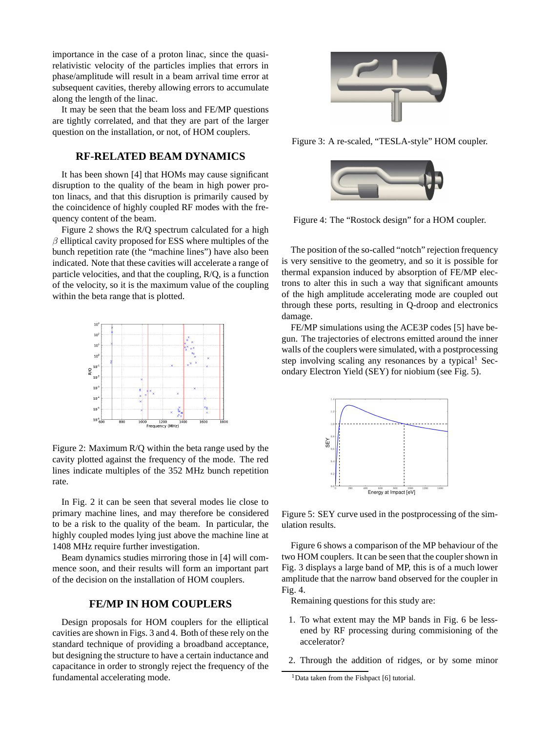importance in the case of a proton linac, since the quasi-relativistic velocity of the particles implies that errors in phase/amplitude will result in a beam arrival time error at subsequent cavities, thereby allowing errors to accumulate along the length of the linac.

It may be seen that the beam loss and FE/MP questions are tightly correlated, and that they are part of the larger question on the installation, or not, of HOM couplers.

## RF-RELATED BEAM DYNAMICS

It has been shown [4] that HOMs may cause significant disruption to the quality of the beam in high power proton linacs, and that this disruption is primarily caused by the coincidence of highly coupled RF modes with the frequency content of the beam.

Figure 2 shows the R/Q spectrum calculated for a high $\beta$ elliptical cavity proposed for ESS where multiples of the bunch repetition rate (the "machine lines") have also been indicated. Note that these cavities will accelerate a range of particle velocities, and that the coupling, R/Q, is a function of the velocity, so it is the maximum value of the coupling within the beta range that is plotted.

Figure 2: Maximum R/Q within the beta range used by the cavity plotted against the frequency of the mode. The red lines indicate multiples of the 352 MHz bunch repetition rate.

In Fig. 2 it can be seen that several modes lie close to primary machine lines, and may therefore be considered to be a risk to the quality of the beam. In particular, the highly coupled modes lying just above the machine line at 1408 MHz require further investigation.

Beam dynamics studies mirroring those in [4] will commence soon, and their results will form an important part of the decision on the installation of HOM couplers.

## FE/MP IN HOM COUPLERS

Design proposals for HOM couplers for the elliptical cavities are shown in Figs. 3 and 4. Both of these rely on the standard technique of providing a broadband acceptance, but designing the structure to have a certain inductance and capacitance in order to strongly reject the frequency of the fundamental accelerating mode.

Figure 3: A re-scaled, "TESLA-style" HOM coupler.

Figure 4: The "Rostock design" for a HOM coupler.

The position of the so-called "notch" rejection frequency is very sensitive to the geometry, and so it is possible for thermal expansion induced by absorption of FE/MP electrons to alter this in such a way that significant amounts of the high amplitude accelerating mode are coupled out through these ports, resulting in Q-droop and electronics damage.

FE/MP simulations using the ACE3P codes [5] have begun. The trajectories of electrons emitted around the inner walls of the couplers were simulated, with a postprocessing step involving scaling any resonances by a typical[1] Secondary Electron Yield (SEY) for niobium (see Fig. 5).

Figure 5: SEY curve used in the postprocessing of the simulation results.

Figure 6 shows a comparison of the MP behaviour of the two HOM couplers. It can be seen that the coupler shown in Fig. 3 displays a large band of MP, this is of a much lower amplitude that the narrow band observed for the coupler in Fig. 4.

Remaining questions for this study are:

1. To what extent may the MP bands in Fig. 6 be lessened by RF processing during commisioning of the accelerator?
2. Through the addition of ridges, or by some minor

[1] Data taken from the Fishpact [6] tutorial.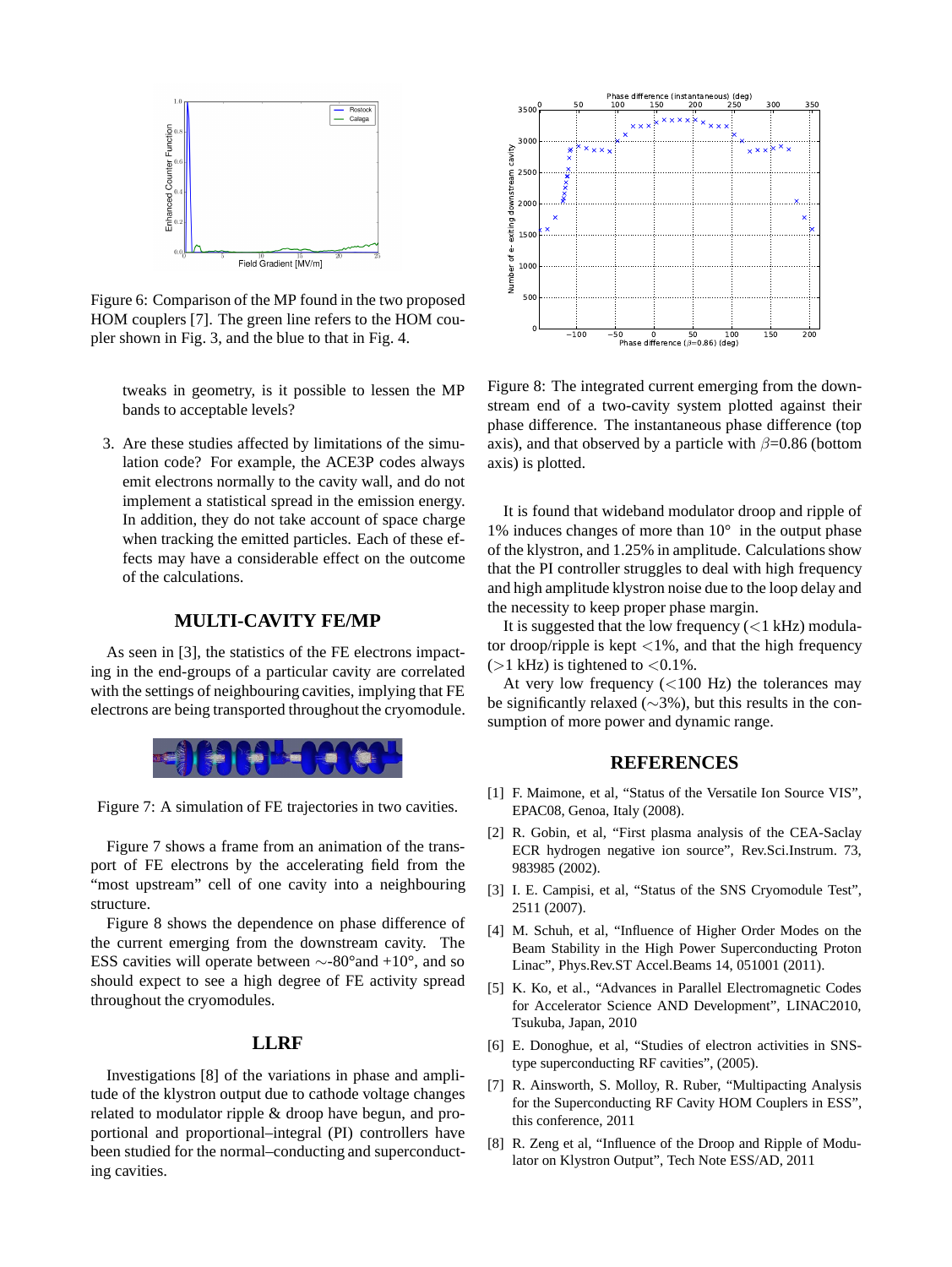Enhanced Counter Function

Field Gradient [MV/m]

Rostock
Calaga

Figure 6: Comparison of the MP found in the two proposed HOM couplers [7]. The green line refers to the HOM coupler shown in Fig. 3, and the blue to that in Fig. 4.

tweaks in geometry, is it possible to lessen the MP bands to acceptable levels?

3. Are these studies affected by limitations of the simulation code? For example, the ACE3P codes always emit electrons normally to the cavity wall, and do not implement a statistical spread in the emission energy. In addition, they do not take account of space charge when tracking the emitted particles. Each of these effects may have a considerable effect on the outcome of the calculations.

## MULTI-CAVITY FE/MP

As seen in [3], the statistics of the FE electrons impacting in the end-groups of a particular cavity are correlated with the settings of neighbouring cavities, implying that FE electrons are being transported throughout the cryomodule.

Figure 7: A simulation of FE trajectories in two cavities.

Figure 7 shows a frame from an animation of the transport of FE electrons by the accelerating field from the "most upstream" cell of one cavity into a neighbouring structure.

Figure 8 shows the dependence on phase difference of the current emerging from the downstream cavity. The ESS cavities will operate between ∼-80°and +10°, and so should expect to see a high degree of FE activity spread throughout the cryomodules.

## LLRF

Investigations [8] of the variations in phase and amplitude of the klystron output due to cathode voltage changes related to modulator ripple & droop have begun, and proportional and proportional–integral (PI) controllers have been studied for the normal–conducting and superconducting cavities.

Phase difference (instantaneous) (deg)

Number of e- exiting downstream cavity

Phase difference ($\beta$=0.86) (deg)

Figure 8: The integrated current emerging from the downstream end of a two-cavity system plotted against their phase difference. The instantaneous phase difference (top axis), and that observed by a particle with $\beta$=0.86 (bottom axis) is plotted.

It is found that wideband modulator droop and ripple of 1% induces changes of more than 10° in the output phase of the klystron, and 1.25% in amplitude. Calculations show that the PI controller struggles to deal with high frequency and high amplitude klystron noise due to the loop delay and the necessity to keep proper phase margin.

It is suggested that the low frequency (<1 kHz) modulator droop/ripple is kept <1%, and that the high frequency (>1 kHz) is tightened to <0.1%.

At very low frequency (<100 Hz) the tolerances may be significantly relaxed (∼3%), but this results in the consumption of more power and dynamic range.

## REFERENCES

[1] F. Maimone, et al, "Status of the Versatile Ion Source VIS", EPAC08, Genoa, Italy (2008).

[2] R. Gobin, et al, "First plasma analysis of the CEA-Saclay ECR hydrogen negative ion source", Rev.Sci.Instrum. 73, 983985 (2002).

[3] I. E. Campisi, et al, "Status of the SNS Cryomodule Test", 2511 (2007).

[4] M. Schuh, et al, "Influence of Higher Order Modes on the Beam Stability in the High Power Superconducting Proton Linac", Phys.Rev.ST Accel.Beams 14, 051001 (2011).

[5] K. Ko, et al., "Advances in Parallel Electromagnetic Codes for Accelerator Science AND Development", LINAC2010, Tsukuba, Japan, 2010

[6] E. Donoghue, et al, "Studies of electron activities in SNS-type superconducting RF cavities", (2005).

[7] R. Ainsworth, S. Molloy, R. Ruber, "Multipacting Analysis for the Superconducting RF Cavity HOM Couplers in ESS", this conference, 2011

[8] R. Zeng et al, "Influence of the Droop and Ripple of Modulator on Klystron Output", Tech Note ESS/AD, 2011